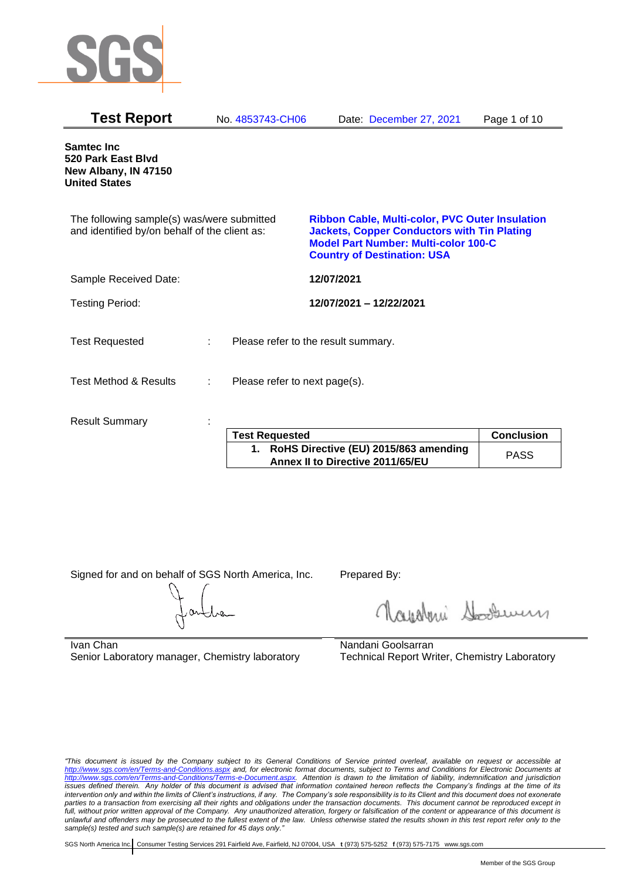# Test Report

No. 4853743-CH06 Date: December 27, 2021

**Samtec Inc**
**520 Park East Blvd**
**New Albany, IN 47150**
**United States**

The following sample(s) was/were submitted and identified by/on behalf of the client as:

**Ribbon Cable, Multi-color, PVC Outer Insulation Jackets, Copper Conductors with Tin Plating**
**Model Part Number: Multi-color 100-C**
**Country of Destination: USA**

Sample Received Date: **12/07/2021**

Testing Period: **12/07/2021 – 12/22/2021**

Test Requested : Please refer to the result summary.

Test Method & Results : Please refer to next page(s).

Result Summary :

| Test Requested | Conclusion |
| --- | --- |
| **1. RoHS Directive (EU) 2015/863 amending Annex II to Directive 2011/65/EU** | PASS |

Signed for and on behalf of SGS North America, Inc.

Ivan Chan
Senior Laboratory manager, Chemistry laboratory

Prepared By:

Nandani Goolsarran
Technical Report Writer, Chemistry Laboratory

*"This document is issued by the Company subject to its General Conditions of Service printed overleaf, available on request or accessible at http://www.sgs.com/en/Terms-and-Conditions.aspx and, for electronic format documents, subject to Terms and Conditions for Electronic Documents at http://www.sgs.com/en/Terms-and-Conditions/Terms-e-Document.aspx. Attention is drawn to the limitation of liability, indemnification and jurisdiction issues defined therein. Any holder of this document is advised that information contained hereon reflects the Company's findings at the time of its intervention only and within the limits of Client's instructions, if any. The Company's sole responsibility is to its Client and this document does not exonerate parties to a transaction from exercising all their rights and obligations under the transaction documents. This document cannot be reproduced except in full, without prior approval of the Company. Any unauthorized alteration, forgery or falsification of the content or appearance of this document is unlawful and offenders may be prosecuted to the fullest extent of the law. Unless otherwise stated the results shown in this test report refer only to the sample(s) tested and such sample(s) are retained for 45 days only."*

SGS North America Inc. | Consumer Testing Services 291 Fairfield Ave, Fairfield, NJ 07004, USA t (973) 575-5252 f (973) 575-7175 www.sgs.com

Member of the SGS Group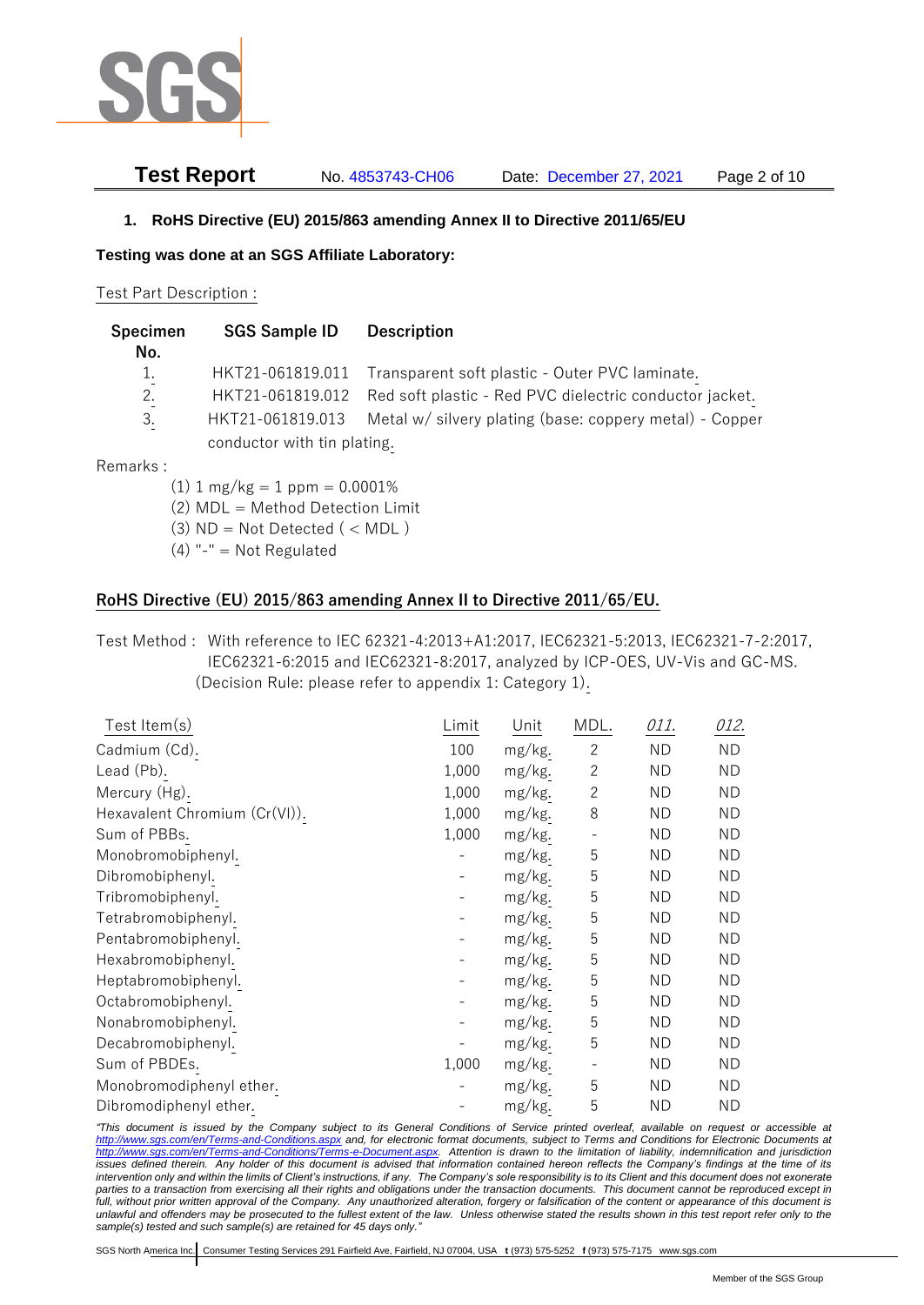## 1. RoHS Directive (EU) 2015/863 amending Annex II to Directive 2011/65/EU

**Testing was done at an SGS Affiliate Laboratory:**

Test Part Description :

| Specimen No. | SGS Sample ID | Description |
|---|---|---|
| 1. | HKT21-061819.011 | Transparent soft plastic - Outer PVC laminate. |
| 2. | HKT21-061819.012 | Red soft plastic - Red PVC dielectric conductor jacket. |
| 3. | HKT21-061819.013 | Metal w/ silvery plating (base: coppery metal) - Copper conductor with tin plating. |

Remarks :

(1) 1 mg/kg = 1 ppm = 0.0001%
(2) MDL = Method Detection Limit
(3) ND = Not Detected ( < MDL )
(4) "-" = Not Regulated

## RoHS Directive (EU) 2015/863 amending Annex II to Directive 2011/65/EU.

Test Method : With reference to IEC 62321-4:2013+A1:2017, IEC62321-5:2013, IEC62321-7-2:2017, IEC62321-6:2015 and IEC62321-8:2017, analyzed by ICP-OES, UV-Vis and GC-MS. (Decision Rule: please refer to appendix 1: Category 1).

| Test Item(s) | Limit | Unit | MDL. | *011.* | *012.* |
|---|---|---|---|---|---|
| Cadmium (Cd). | 100 | mg/kg. | 2 | ND | ND |
| Lead (Pb). | 1,000 | mg/kg. | 2 | ND | ND |
| Mercury (Hg). | 1,000 | mg/kg. | 2 | ND | ND |
| Hexavalent Chromium (Cr(VI)). | 1,000 | mg/kg. | 8 | ND | ND |
| Sum of PBBs. | 1,000 | mg/kg. | - | ND | ND |
| Monobromobiphenyl. | - | mg/kg. | 5 | ND | ND |
| Dibromobiphenyl. | - | mg/kg. | 5 | ND | ND |
| Tribromobiphenyl. | - | mg/kg. | 5 | ND | ND |
| Tetrabromobiphenyl. | - | mg/kg. | 5 | ND | ND |
| Pentabromobiphenyl. | - | mg/kg. | 5 | ND | ND |
| Hexabromobiphenyl. | - | mg/kg. | 5 | ND | ND |
| Heptabromobiphenyl. | - | mg/kg. | 5 | ND | ND |
| Octabromobiphenyl. | - | mg/kg. | 5 | ND | ND |
| Nonabromobiphenyl. | - | mg/kg. | 5 | ND | ND |
| Decabromobiphenyl. | - | mg/kg. | 5 | ND | ND |
| Sum of PBDEs. | 1,000 | mg/kg. | - | ND | ND |
| Monobromodiphenyl ether. | - | mg/kg. | 5 | ND | ND |
| Dibromodiphenyl ether. | - | mg/kg. | 5 | ND | ND |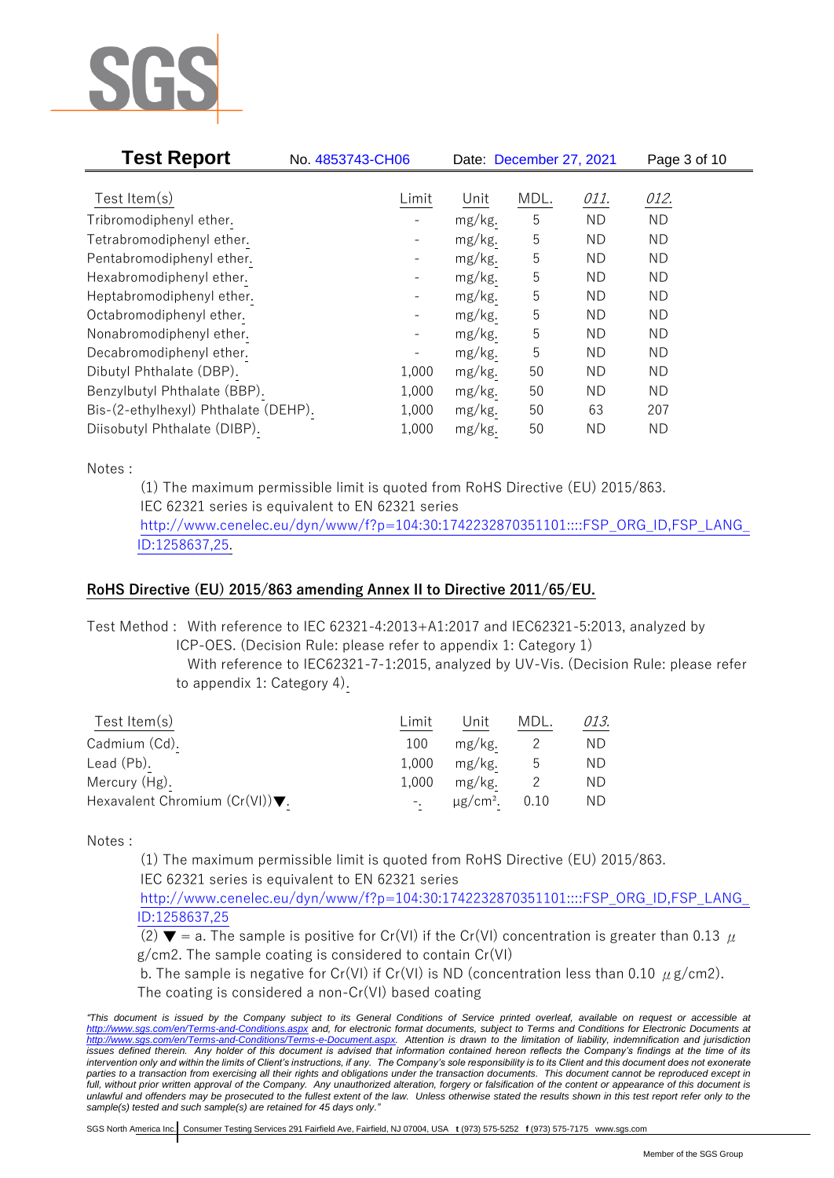| Test Item(s) | Limit | Unit | MDL. | *011.* | *012.* |
|---|---|---|---|---|---|
| Tribromodiphenyl ether. | - | mg/kg. | 5 | ND | ND |
| Tetrabromodiphenyl ether. | - | mg/kg. | 5 | ND | ND |
| Pentabromodiphenyl ether. | - | mg/kg. | 5 | ND | ND |
| Hexabromodiphenyl ether. | - | mg/kg. | 5 | ND | ND |
| Heptabromodiphenyl ether. | - | mg/kg. | 5 | ND | ND |
| Octabromodiphenyl ether. | - | mg/kg. | 5 | ND | ND |
| Nonabromodiphenyl ether. | - | mg/kg. | 5 | ND | ND |
| Decabromodiphenyl ether. | - | mg/kg. | 5 | ND | ND |
| Dibutyl Phthalate (DBP). | 1,000 | mg/kg. | 50 | ND | ND |
| Benzylbutyl Phthalate (BBP). | 1,000 | mg/kg. | 50 | ND | ND |
| Bis-(2-ethylhexyl) Phthalate (DEHP). | 1,000 | mg/kg. | 50 | 63 | 207 |
| Diisobutyl Phthalate (DIBP). | 1,000 | mg/kg. | 50 | ND | ND |

Notes :

(1) The maximum permissible limit is quoted from RoHS Directive (EU) 2015/863.
IEC 62321 series is equivalent to EN 62321 series
http://www.cenelec.eu/dyn/www/f?p=104:30:1742232870351101::::FSP_ORG_ID,FSP_LANG_ID:1258637,25.

## RoHS Directive (EU) 2015/863 amending Annex II to Directive 2011/65/EU.

Test Method : With reference to IEC 62321-4:2013+A1:2017 and IEC62321-5:2013, analyzed by ICP-OES. (Decision Rule: please refer to appendix 1: Category 1)
With reference to IEC62321-7-1:2015, analyzed by UV-Vis. (Decision Rule: please refer to appendix 1: Category 4).

| Test Item(s) | Limit | Unit | MDL. | *013.* |
|---|---|---|---|---|
| Cadmium (Cd). | 100 | mg/kg. | 2 | ND |
| Lead (Pb). | 1,000 | mg/kg. | 5 | ND |
| Mercury (Hg). | 1,000 | mg/kg. | 2 | ND |
| Hexavalent Chromium (Cr(VI))▼. | -. | μg/cm². | 0.10 | ND |

Notes :

(1) The maximum permissible limit is quoted from RoHS Directive (EU) 2015/863.
IEC 62321 series is equivalent to EN 62321 series
http://www.cenelec.eu/dyn/www/f?p=104:30:1742232870351101::::FSP_ORG_ID,FSP_LANG_ID:1258637,25

(2) ▼ = a. The sample is positive for Cr(VI) if the Cr(VI) concentration is greater than 0.13 μg/cm2. The sample coating is considered to contain Cr(VI)
b. The sample is negative for Cr(VI) if Cr(VI) is ND (concentration less than 0.10 μg/cm2). The coating is considered a non-Cr(VI) based coating

*"This document is issued by the Company subject to its General Conditions of Service printed overleaf, available on request or accessible at http://www.sgs.com/en/Terms-and-Conditions.aspx and, for electronic format documents, subject to Terms and Conditions for Electronic Documents at http://www.sgs.com/en/Terms-and-Conditions/Terms-e-Document.aspx. Attention is drawn to the limitation of liability, indemnification and jurisdiction issues defined therein. Any holder of this document is advised that information contained hereon reflects the Company's findings at the time of its intervention only and within the limits of Client's instructions, if any. The Company's sole responsibility is to its Client and this document does not exonerate parties to a transaction from exercising all their rights and obligations under the transaction documents. This document cannot be reproduced except in full, without prior written approval of the Company. Any unauthorized alteration, forgery or falsification of the content or appearance of this document is unlawful and offenders may be prosecuted to the fullest extent of the law. Unless otherwise stated the results shown in this test report refer only to the sample(s) tested and such sample(s) are retained for 45 days only."*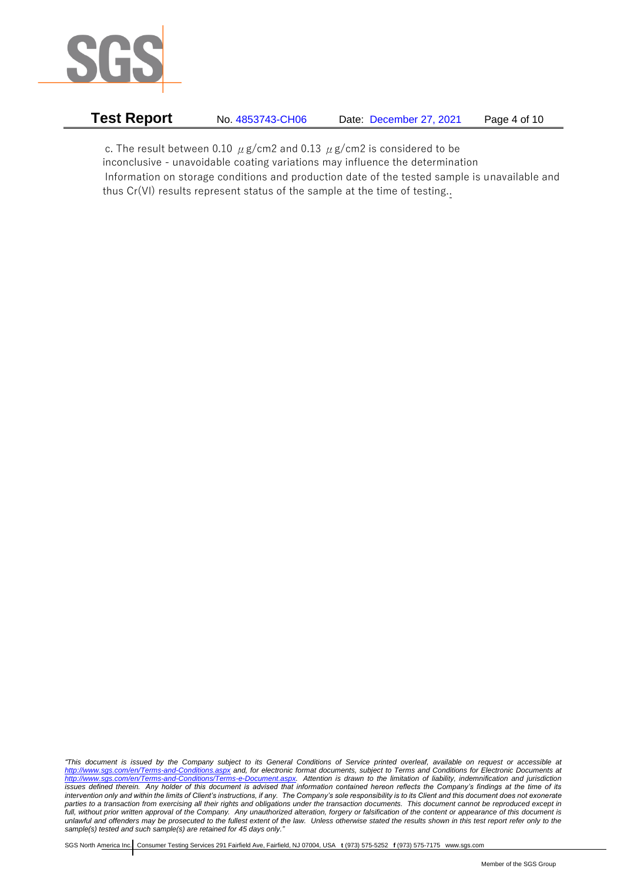c. The result between 0.10 μg/cm2 and 0.13 μg/cm2 is considered to be inconclusive - unavoidable coating variations may influence the determination

Information on storage conditions and production date of the tested sample is unavailable and thus Cr(VI) results represent status of the sample at the time of testing..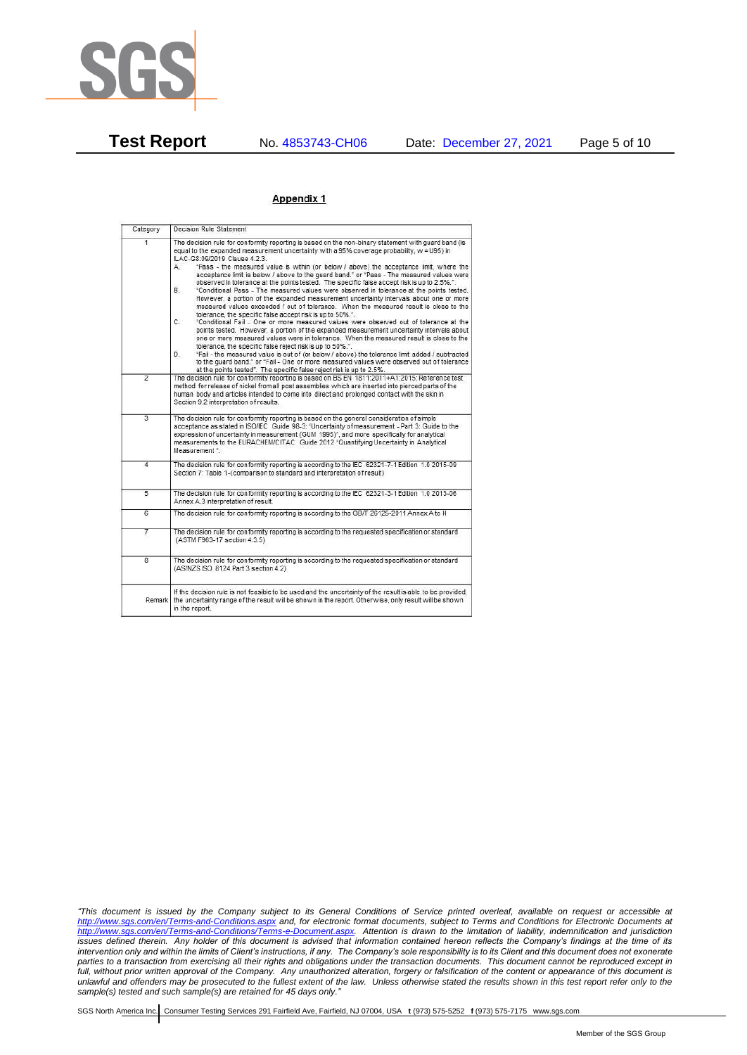## Appendix 1

| Category | Decision Rule Statement |
|---|---|
| 1 | The decision rule for conformity reporting is based on the non-binary statement with guard band (is equal to the expanded measurement uncertainty with a 95% coverage probability, w = U95) in ILAC-G8:09/2019 Clause 4.2.3.<br>A. "Pass - the measured value is within (or below / above) the acceptance limit, where the acceptance limit is below / above to the guard band." or "Pass - The measured values were observed in tolerance at the points tested. The specific false accept risk is up to 2.5%.".<br>B. "Conditional Pass - The measured values were observed in tolerance at the points tested. However, a portion of the expanded measurement uncertainty intervals about one or more measured values exceeded / out of tolerance. When the measured result is close to the tolerance, the specific false accept risk is up to 50%.".<br>C. "Conditional Fail - One or more measured values were observed out of tolerance at the points tested. However, a portion of the expanded measurement uncertainty intervals about one or more measured values were in tolerance. When the measured result is close to the tolerance, the specific false reject risk is up to 50%.".<br>D. "Fail - the measured value is out of (or below / above) the tolerance limit added / subtracted to the guard band." or "Fail - One or more measured values were observed out of tolerance at the points tested". The specific false reject risk is up to 2.5%. |
| 2 | The decision rule for conformity reporting is based on BS EN 1811:2011+A1:2015: Reference test method for release of nickel from all post assemblies which are inserted into pierced parts of the human body and articles intended to come into direct and prolonged contact with the skin in Section 9.2 interpretation of results. |
| 3 | The decision rule for conformity reporting is based on the general consideration of simple acceptance as stated in ISO/IEC Guide 98-3: "Uncertainty of measurement - Part 3: Guide to the expression of uncertainty in measurement (GUM 1995)", and more specifically for analytical measurements to the EURACHEM/CITAC Guide 2012 "Quantifying Uncertainty in Analytical Measurement ". |
| 4 | The decision rule for conformity reporting is according to the IEC 62321-7-1 Edition 1.0 2015-09 Section 7: Table 1-(comparison to standard and interpretation of result) |
| 5 | The decision rule for conformity reporting is according to the IEC 62321-3-1 Edition 1.0 2013-06 Annex A.3 interpretation of result. |
| 6 | The decision rule for conformity reporting is according to the GB/T 26125-2011 Annex A to H |
| 7 | The decision rule for conformity reporting is according to the requested specification or standard (ASTM F963-17 section 4.3.5) |
| 8 | The decision rule for conformity reporting is according to the requested specification or standard (AS/NZS ISO 8124 Part 3 section 4.2) |
| Remark | If the decision rule is not feasible to be used and the uncertainty of the result is able to be provided, the uncertainty range of the result will be shown in the report. Otherwise, only result will be shown in the report. |

*"This document is issued by the Company subject to its General Conditions of Service printed overleaf, available on request or accessible at http://www.sgs.com/en/Terms-and-Conditions.aspx and, for electronic format documents, subject to Terms and Conditions for Electronic Documents at http://www.sgs.com/en/Terms-and-Conditions/Terms-e-Document.aspx. Attention is drawn to the limitation of liability, indemnification and jurisdiction issues defined therein. Any holder of this document is advised that information contained hereon reflects the Company's findings at the time of its intervention only and within the limits of Client's instructions, if any. The Company's sole responsibility is to its Client and this document does not exonerate parties to a transaction from exercising all their rights and obligations under the transaction documents. This document cannot be reproduced except in full, without prior written approval of the Company. Any unauthorized alteration, forgery or falsification of the content or appearance of this document is unlawful and offenders may be prosecuted to the fullest extent of the law. Unless otherwise stated the results shown in this test report refer only to the sample(s) tested and such sample(s) are retained for 45 days only."*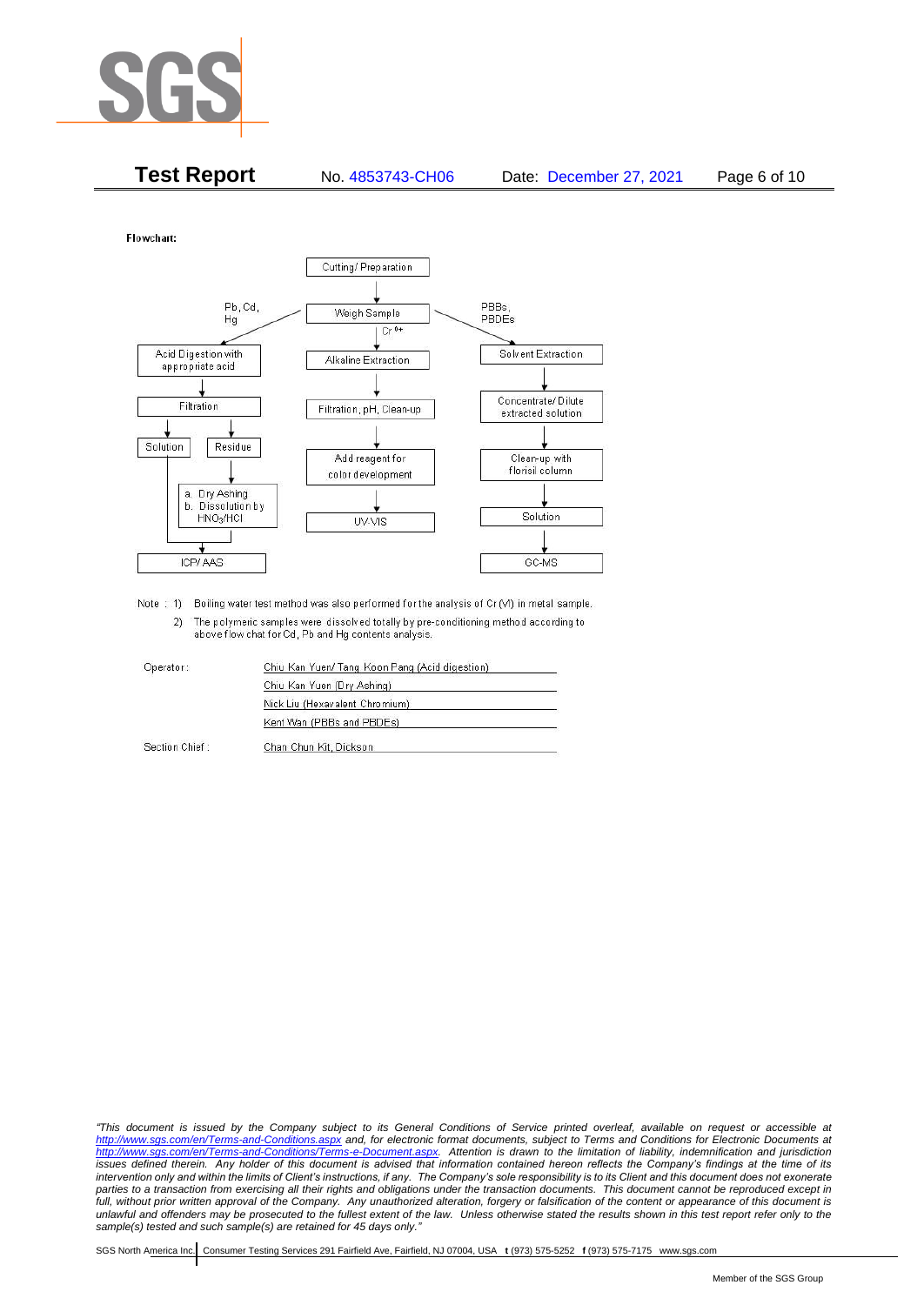**Test Report** No. 4853743-CH06 Date: December 27, 2021

Flowchart:

Cutting/ Preparation → Weigh Sample

**Pb, Cd, Hg:**

Acid Digestion with appropriate acid → Filtration → Solution / Residue

- Solution → ICP/ AAS
- Residue → a. Dry Ashing b. Dissolution by $HNO_3$/HCl → ICP/ AAS

**$Cr^{6+}$:**

Alkaline Extraction → Filtration, pH, Clean-up → Add reagent for color development → UV-VIS

**PBBs, PBDEs:**

Solvent Extraction → Concentrate/ Dilute extracted solution → Clean-up with florisil column → Solution → GC-MS

Note : 1) Boiling water test method was also performed for the analysis of Cr (VI) in metal sample.

2) The polymeric samples were dissolved totally by pre-conditioning method according to above flow chat for Cd, Pb and Hg contents analysis.

| | |
|---|---|
| Operator: | Chiu Kan Yuen/ Tang Koon Pang (Acid digestion) |
| | Chiu Kan Yuen (Dry Ashing) |
| | Nick Liu (Hexavalent Chromium) |
| | Kent Wan (PBBs and PBDEs) |
| Section Chief : | Chan Chun Kit, Dickson |

*"This document is issued by the Company subject to its General Conditions of Service printed overleaf, available on request or accessible at http://www.sgs.com/en/Terms-and-Conditions.aspx and, for electronic format documents, subject to Terms and Conditions for Electronic Documents at http://www.sgs.com/en/Terms-and-Conditions/Terms-e-Document.aspx. Attention is drawn to the limitation of liability, indemnification and jurisdiction issues defined therein. Any holder of this document is advised that information contained hereon reflects the Company's findings at the time of its intervention only and within the limits of Client's instructions, if any. The Company's sole responsibility is to its Client and this document does not exonerate parties to a transaction from exercising all their rights and obligations under the transaction documents. This document cannot be reproduced except in full, without prior written approval of the Company. Any unauthorized alteration, forgery or falsification of the content or appearance of this document is unlawful and offenders may be prosecuted to the fullest extent of the law. Unless otherwise stated the results shown in this test report refer only to the sample(s) tested and such sample(s) are retained for 45 days only."*

SGS North America Inc. | Consumer Testing Services 291 Fairfield Ave, Fairfield, NJ 07004, USA **t** (973) 575-5252 **f** (973) 575-7175 www.sgs.com

Member of the SGS Group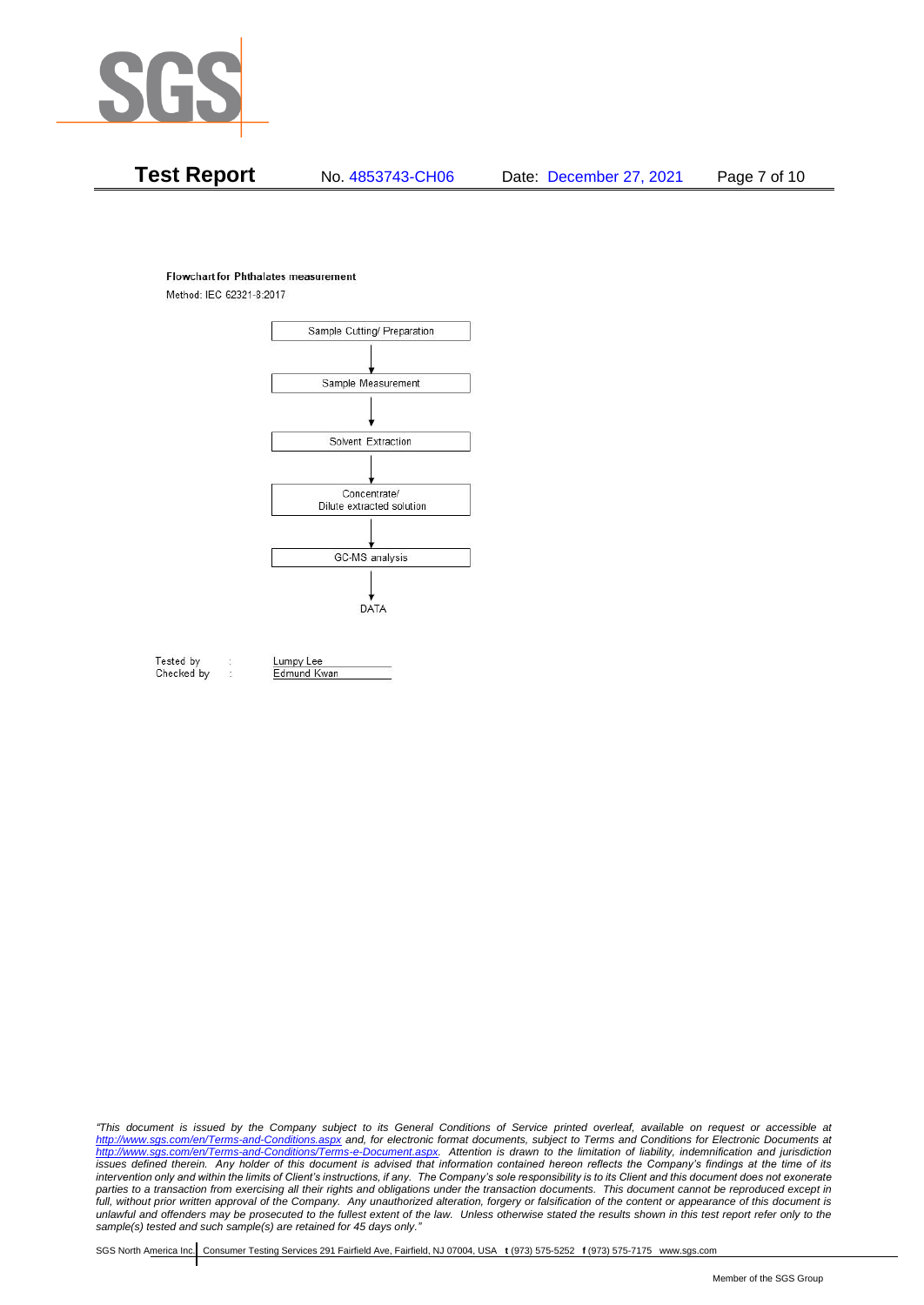**Flowchart for Phthalates measurement**

Method: IEC 62321-8:2017

Sample Cutting/ Preparation

↓

Sample Measurement

↓

Solvent Extraction

↓

Concentrate/ Dilute extracted solution

↓

GC-MS analysis

↓

DATA

Tested by : Lumpy Lee
Checked by : Edmund Kwan

*"This document is issued by the Company subject to its General Conditions of Service printed overleaf, available on request or accessible at http://www.sgs.com/en/Terms-and-Conditions.aspx and, for electronic format documents, subject to Terms and Conditions for Electronic Documents at http://www.sgs.com/en/Terms-and-Conditions/Terms-e-Document.aspx. Attention is drawn to the limitation of liability, indemnification and jurisdiction issues defined therein. Any holder of this document is advised that information contained hereon reflects the Company's findings at the time of its intervention only and within the limits of Client's instructions, if any. The Company's sole responsibility is to its Client and this document does not exonerate parties to a transaction from exercising all their rights and obligations under the transaction documents. This document cannot be reproduced except in full, without prior approval of the Company. Any unauthorized alteration, forgery or falsification of the content or appearance of this document is unlawful and offenders may be prosecuted to the fullest extent of the law. Unless otherwise stated the results shown in this test report refer only to the sample(s) tested and such sample(s) are retained for 45 days only."*

SGS North America Inc. | Consumer Testing Services 291 Fairfield Ave, Fairfield, NJ 07004, USA **t** (973) 575-5252 **f** (973) 575-7175 www.sgs.com

Member of the SGS Group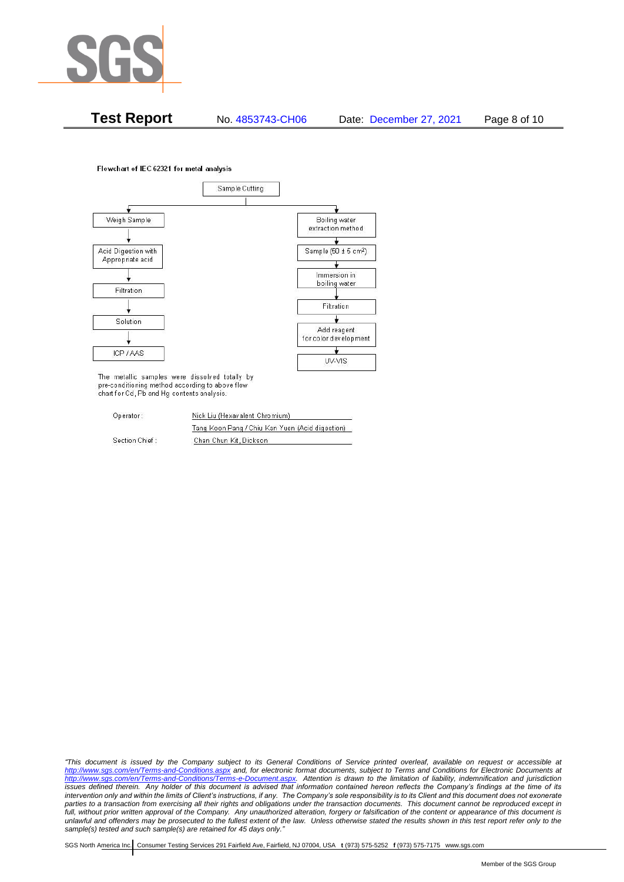**Test Report** No. 4853743-CH06 Date: December 27, 2021

Flowchart of IEC 62321 for metal analysis

Sample Cutting

- Weigh Sample → Acid Digestion with Appropriate acid → Filtration → Solution → ICP / AAS
- Boiling water extraction method → Sample ($50 \pm 5$ cm$^2$) → Immersion in boiling water → Filtration → Add reagent for color development → UV-VIS

The metallic samples were dissolved totally by pre-conditioning method according to above flow chart for Cd, Pb and Hg contents analysis.

Operator: Nick Liu (Hexavalent Chromium)

Tang Koon Pang / Chiu Kan Yuen (Acid digestion)

Section Chief: Chan Chun Kit, Dickson

*"This document is issued by the Company subject to its General Conditions of Service printed overleaf, available on request or accessible at http://www.sgs.com/en/Terms-and-Conditions.aspx and, for electronic format documents, subject to Terms and Conditions for Electronic Documents at http://www.sgs.com/en/Terms-and-Conditions/Terms-e-Document.aspx. Attention is drawn to the limitation of liability, indemnification and jurisdiction issues defined therein. Any holder of this document is advised that information contained hereon reflects the Company's findings at the time of its intervention only and within the limits of Client's instructions, if any. The Company's sole responsibility is to its Client and this document does not exonerate parties to a transaction from exercising all their rights and obligations under the transaction documents. This document cannot be reproduced except in full, without prior written approval of the Company. Any unauthorized alteration, forgery or falsification of the content or appearance of this document is unlawful and offenders may be prosecuted to the fullest extent of the law. Unless otherwise stated the results shown in this test report refer only to the sample(s) tested and such sample(s) are retained for 45 days only."*

SGS North America Inc. | Consumer Testing Services 291 Fairfield Ave, Fairfield, NJ 07004, USA **t** (973) 575-5252 **f** (973) 575-7175 www.sgs.com

Member of the SGS Group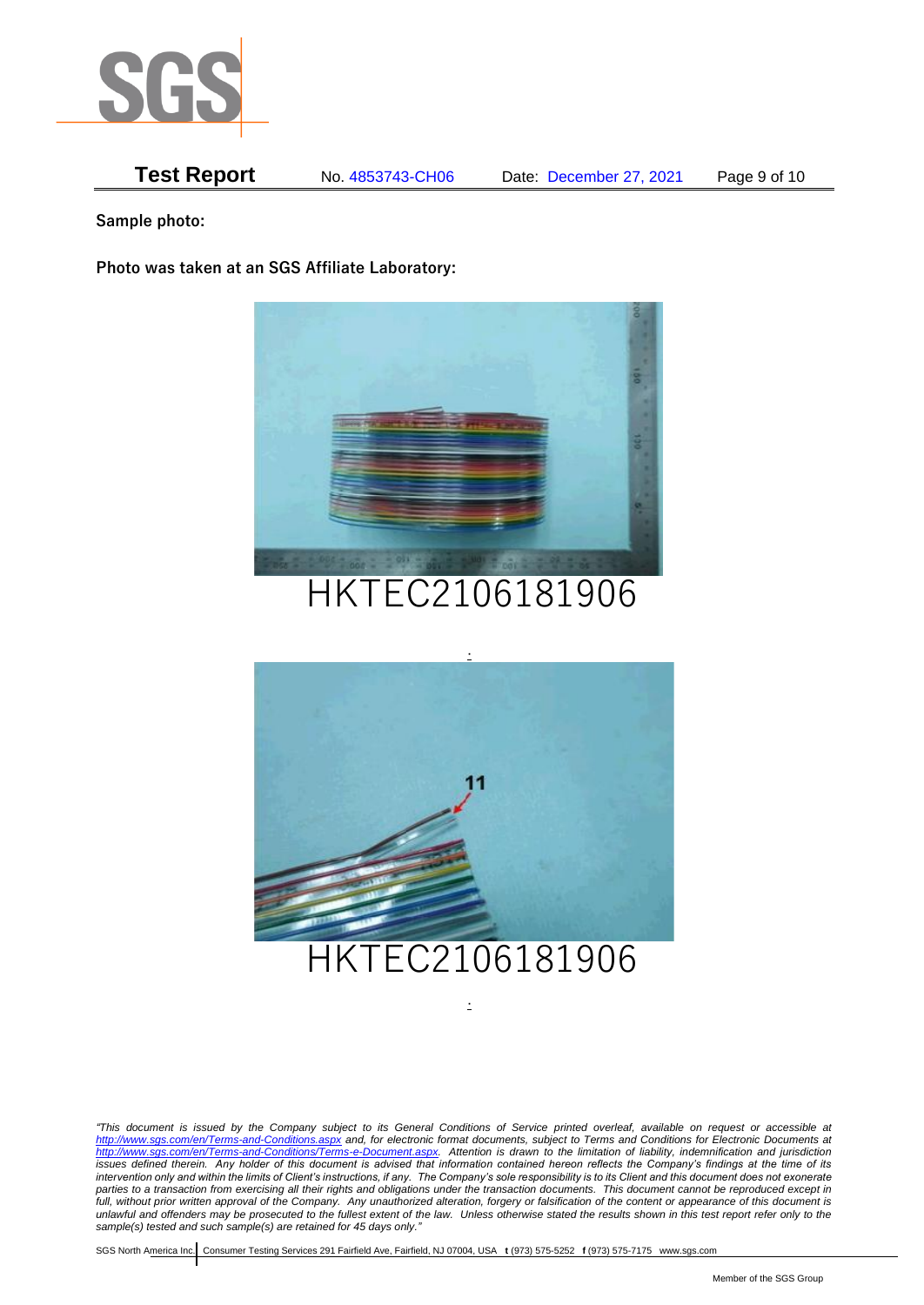**Test Report** No. 4853743-CH06 Date: December 27, 2021

**Sample photo:**

**Photo was taken at an SGS Affiliate Laboratory:**

HKTEC2106181906

HKTEC2106181906

*"This document is issued by the Company subject to its General Conditions of Service printed overleaf, available on request or accessible at http://www.sgs.com/en/Terms-and-Conditions.aspx and, for electronic format documents, subject to Terms and Conditions for Electronic Documents at http://www.sgs.com/en/Terms-and-Conditions/Terms-e-Document.aspx. Attention is drawn to the limitation of liability, indemnification and jurisdiction issues defined therein. Any holder of this document is advised that information contained hereon reflects the Company's findings at the time of its intervention only and within the limits of Client's instructions, if any. The Company's sole responsibility is to its Client and this document does not exonerate parties to a transaction from exercising all their rights and obligations under the transaction documents. This document cannot be reproduced except in full, without prior written approval of the Company. Any unauthorized alteration, forgery or falsification of the content or appearance of this document is unlawful and offenders may be prosecuted to the fullest extent of the law. Unless otherwise stated the results shown in this test report refer only to the sample(s) tested and such sample(s) are retained for 45 days only."*

SGS North America Inc. | Consumer Testing Services 291 Fairfield Ave, Fairfield, NJ 07004, USA **t** (973) 575-5252 **f** (973) 575-7175 www.sgs.com

Member of the SGS Group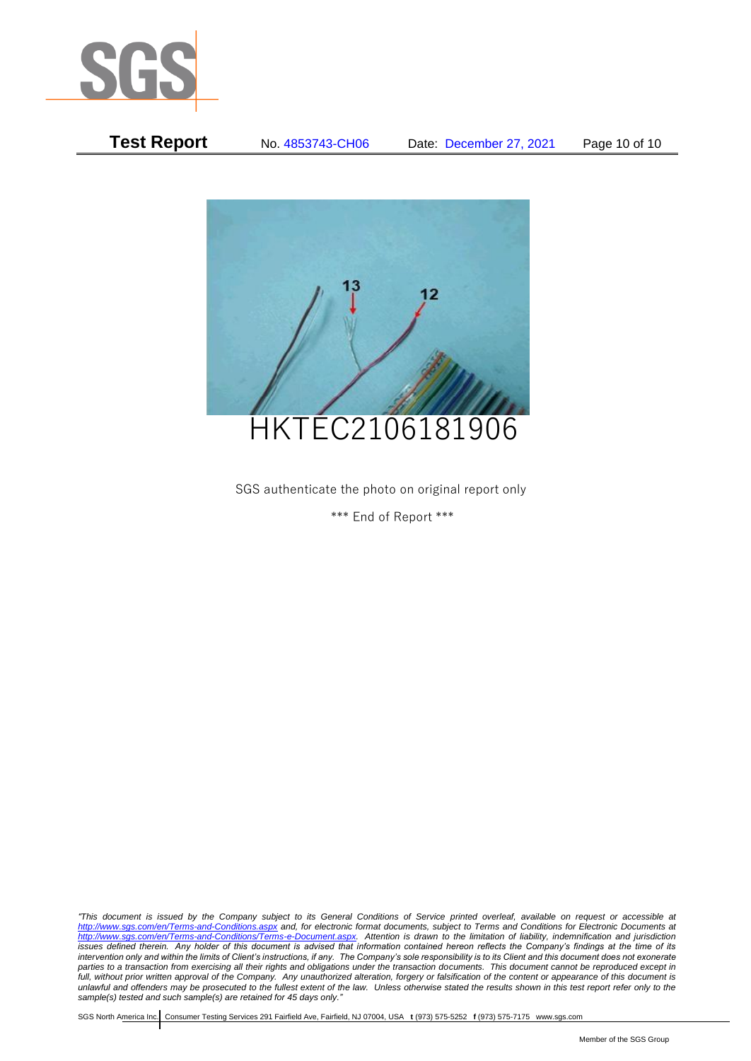HKTEC2106181906

SGS authenticate the photo on original report only

*** End of Report ***

*"This document is issued by the Company subject to its General Conditions of Service printed overleaf, available on request or accessible at http://www.sgs.com/en/Terms-and-Conditions.aspx and, for electronic format documents, subject to Terms and Conditions for Electronic Documents at http://www.sgs.com/en/Terms-and-Conditions/Terms-e-Document.aspx. Attention is drawn to the limitation of liability, indemnification and jurisdiction issues defined therein. Any holder of this document is advised that information contained hereon reflects the Company's findings at the time of its intervention only and within the limits of Client's instructions, if any. The Company's sole responsibility is to its Client and this document does not exonerate parties to a transaction from exercising all their rights and obligations under the transaction documents. This document cannot be reproduced except in full, without prior written approval of the Company. Any unauthorized alteration, forgery or falsification of the content or appearance of this document is unlawful and offenders may be prosecuted to the fullest extent of the law. Unless otherwise stated the results shown in this test report refer only to the sample(s) tested and such sample(s) are retained for 45 days only."*

SGS North America Inc. | Consumer Testing Services 291 Fairfield Ave, Fairfield, NJ 07004, USA **t** (973) 575-5252 **f** (973) 575-7175 www.sgs.com

Member of the SGS Group